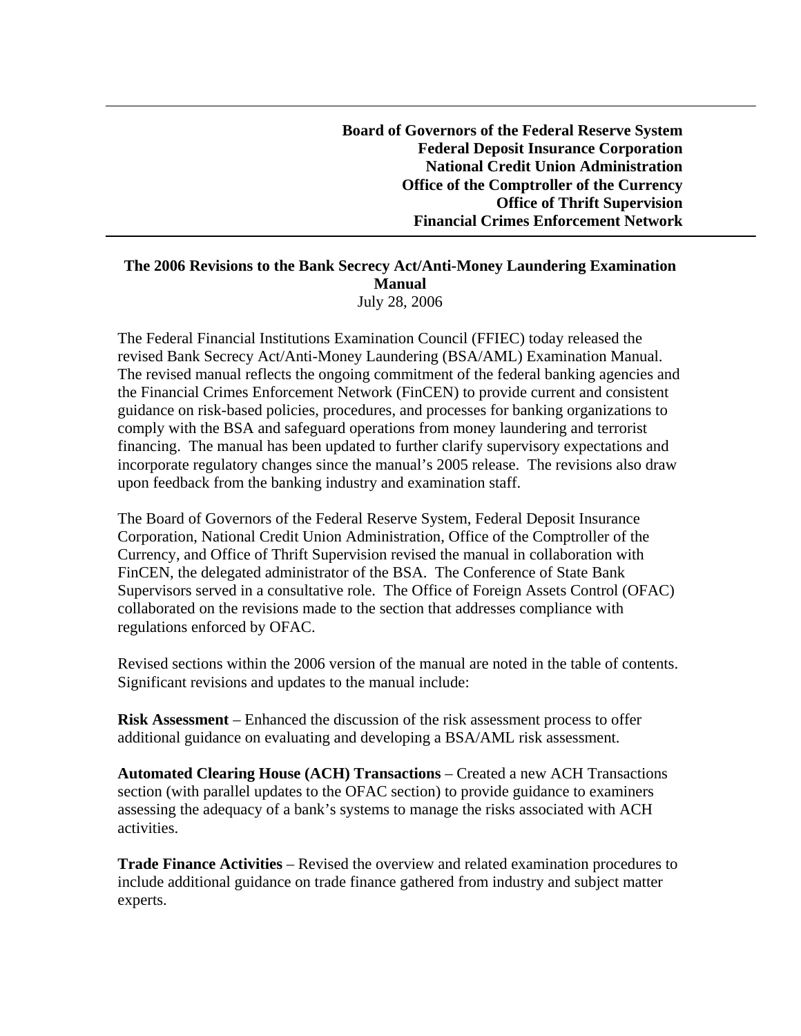**Board of Governors of the Federal Reserve System**
**Federal Deposit Insurance Corporation**
**National Credit Union Administration**
**Office of the Comptroller of the Currency**
**Office of Thrift Supervision**
**Financial Crimes Enforcement Network**

---

# The 2006 Revisions to the Bank Secrecy Act/Anti-Money Laundering Examination Manual

July 28, 2006

The Federal Financial Institutions Examination Council (FFIEC) today released the revised Bank Secrecy Act/Anti-Money Laundering (BSA/AML) Examination Manual. The revised manual reflects the ongoing commitment of the federal banking agencies and the Financial Crimes Enforcement Network (FinCEN) to provide current and consistent guidance on risk-based policies, procedures, and processes for banking organizations to comply with the BSA and safeguard operations from money laundering and terrorist financing. The manual has been updated to further clarify supervisory expectations and incorporate regulatory changes since the manual's 2005 release. The revisions also draw upon feedback from the banking industry and examination staff.

The Board of Governors of the Federal Reserve System, Federal Deposit Insurance Corporation, National Credit Union Administration, Office of the Comptroller of the Currency, and Office of Thrift Supervision revised the manual in collaboration with FinCEN, the delegated administrator of the BSA. The Conference of State Bank Supervisors served in a consultative role. The Office of Foreign Assets Control (OFAC) collaborated on the revisions made to the section that addresses compliance with regulations enforced by OFAC.

Revised sections within the 2006 version of the manual are noted in the table of contents. Significant revisions and updates to the manual include:

**Risk Assessment** – Enhanced the discussion of the risk assessment process to offer additional guidance on evaluating and developing a BSA/AML risk assessment.

**Automated Clearing House (ACH) Transactions** – Created a new ACH Transactions section (with parallel updates to the OFAC section) to provide guidance to examiners assessing the adequacy of a bank's systems to manage the risks associated with ACH activities.

**Trade Finance Activities** – Revised the overview and related examination procedures to include additional guidance on trade finance gathered from industry and subject matter experts.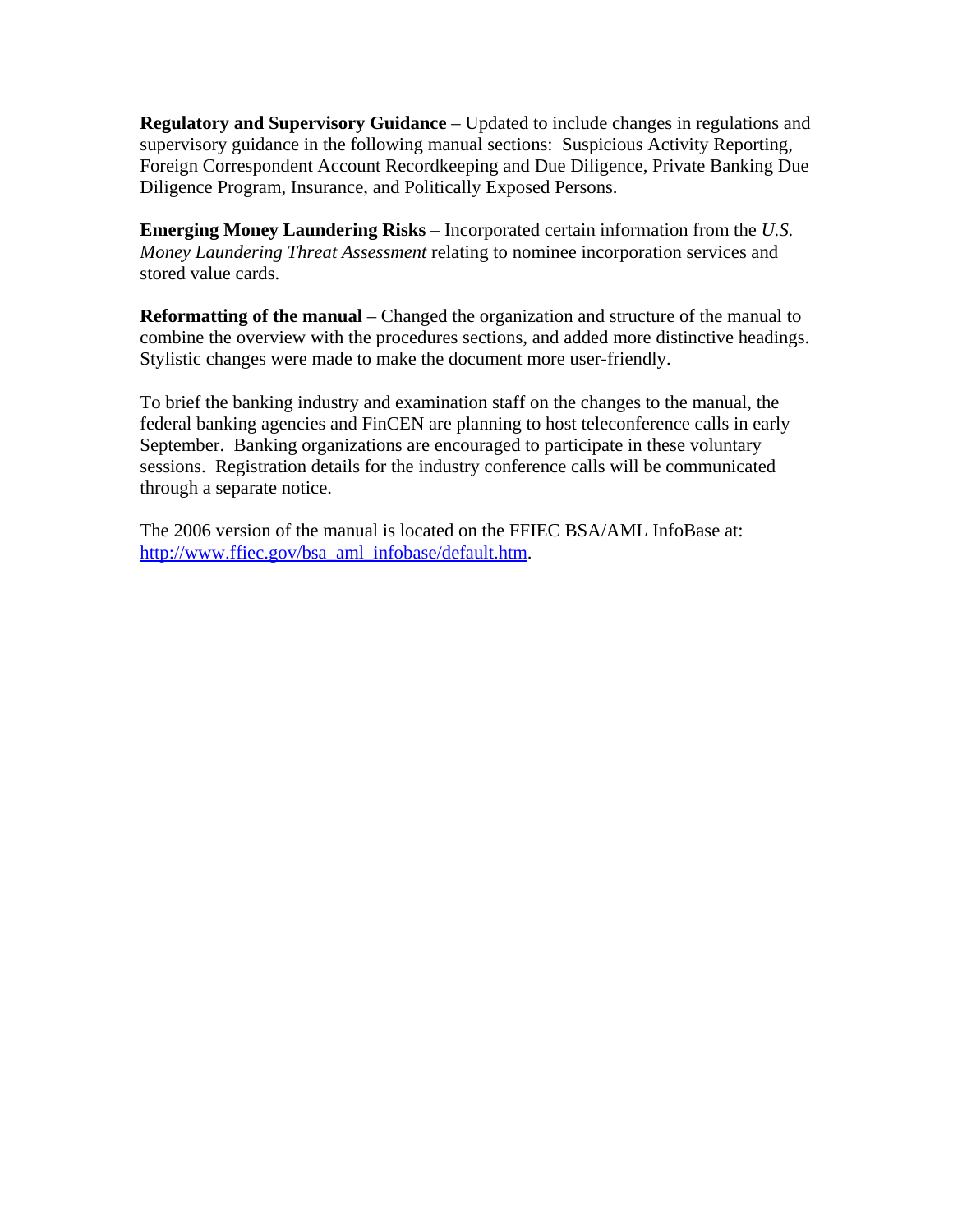**Regulatory and Supervisory Guidance** – Updated to include changes in regulations and supervisory guidance in the following manual sections: Suspicious Activity Reporting, Foreign Correspondent Account Recordkeeping and Due Diligence, Private Banking Due Diligence Program, Insurance, and Politically Exposed Persons.

**Emerging Money Laundering Risks** – Incorporated certain information from the *U.S. Money Laundering Threat Assessment* relating to nominee incorporation services and stored value cards.

**Reformatting of the manual** – Changed the organization and structure of the manual to combine the overview with the procedures sections, and added more distinctive headings. Stylistic changes were made to make the document more user-friendly.

To brief the banking industry and examination staff on the changes to the manual, the federal banking agencies and FinCEN are planning to host teleconference calls in early September. Banking organizations are encouraged to participate in these voluntary sessions. Registration details for the industry conference calls will be communicated through a separate notice.

The 2006 version of the manual is located on the FFIEC BSA/AML InfoBase at: [http://www.ffiec.gov/bsa_aml_infobase/default.htm](http://www.ffiec.gov/bsa_aml_infobase/default.htm).